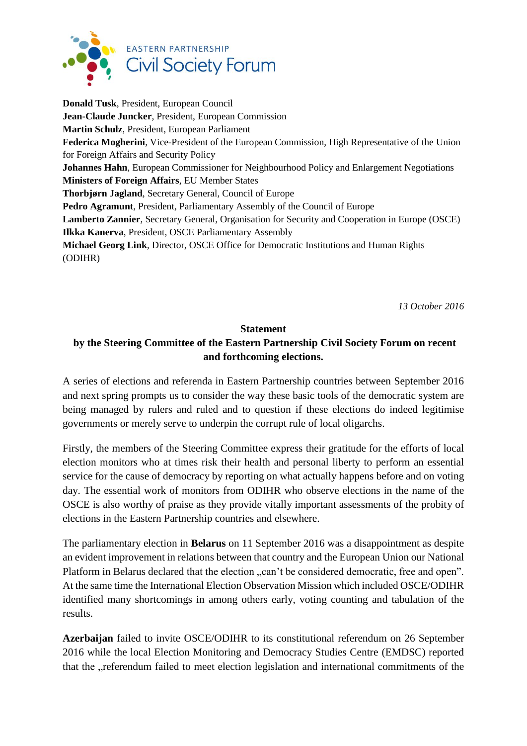EASTERN PARTNERSHIP
Civil Society Forum

**Donald Tusk**, President, European Council
**Jean-Claude Juncker**, President, European Commission
**Martin Schulz**, President, European Parliament
**Federica Mogherini**, Vice-President of the European Commission, High Representative of the Union for Foreign Affairs and Security Policy
**Johannes Hahn**, European Commissioner for Neighbourhood Policy and Enlargement Negotiations
**Ministers of Foreign Affairs**, EU Member States
**Thorbjørn Jagland**, Secretary General, Council of Europe
**Pedro Agramunt**, President, Parliamentary Assembly of the Council of Europe
**Lamberto Zannier**, Secretary General, Organisation for Security and Cooperation in Europe (OSCE)
**Ilkka Kanerva**, President, OSCE Parliamentary Assembly
**Michael Georg Link**, Director, OSCE Office for Democratic Institutions and Human Rights (ODIHR)

*13 October 2016*

## Statement
## by the Steering Committee of the Eastern Partnership Civil Society Forum on recent and forthcoming elections.

A series of elections and referenda in Eastern Partnership countries between September 2016 and next spring prompts us to consider the way these basic tools of the democratic system are being managed by rulers and ruled and to question if these elections do indeed legitimise governments or merely serve to underpin the corrupt rule of local oligarchs.

Firstly, the members of the Steering Committee express their gratitude for the efforts of local election monitors who at times risk their health and personal liberty to perform an essential service for the cause of democracy by reporting on what actually happens before and on voting day. The essential work of monitors from ODIHR who observe elections in the name of the OSCE is also worthy of praise as they provide vitally important assessments of the probity of elections in the Eastern Partnership countries and elsewhere.

The parliamentary election in **Belarus** on 11 September 2016 was a disappointment as despite an evident improvement in relations between that country and the European Union our National Platform in Belarus declared that the election „can't be considered democratic, free and open". At the same time the International Election Observation Mission which included OSCE/ODIHR identified many shortcomings in among others early, voting counting and tabulation of the results.

**Azerbaijan** failed to invite OSCE/ODIHR to its constitutional referendum on 26 September 2016 while the local Election Monitoring and Democracy Studies Centre (EMDSC) reported that the „referendum failed to meet election legislation and international commitments of the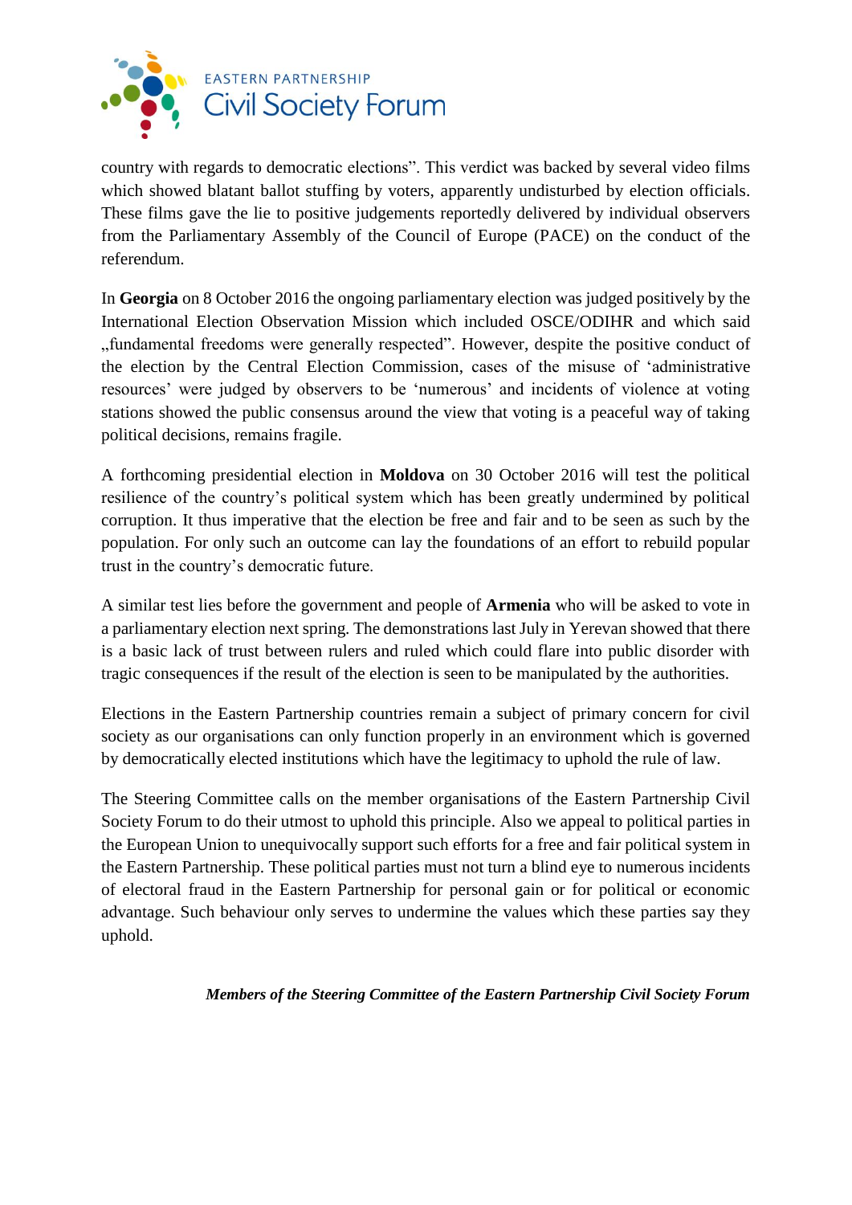country with regards to democratic elections”. This verdict was backed by several video films which showed blatant ballot stuffing by voters, apparently undisturbed by election officials. These films gave the lie to positive judgements reportedly delivered by individual observers from the Parliamentary Assembly of the Council of Europe (PACE) on the conduct of the referendum.

In **Georgia** on 8 October 2016 the ongoing parliamentary election was judged positively by the International Election Observation Mission which included OSCE/ODIHR and which said „fundamental freedoms were generally respected”. However, despite the positive conduct of the election by the Central Election Commission, cases of the misuse of ‘administrative resources’ were judged by observers to be ‘numerous’ and incidents of violence at voting stations showed the public consensus around the view that voting is a peaceful way of taking political decisions, remains fragile.

A forthcoming presidential election in **Moldova** on 30 October 2016 will test the political resilience of the country’s political system which has been greatly undermined by political corruption. It thus imperative that the election be free and fair and to be seen as such by the population. For only such an outcome can lay the foundations of an effort to rebuild popular trust in the country’s democratic future.

A similar test lies before the government and people of **Armenia** who will be asked to vote in a parliamentary election next spring. The demonstrations last July in Yerevan showed that there is a basic lack of trust between rulers and ruled which could flare into public disorder with tragic consequences if the result of the election is seen to be manipulated by the authorities.

Elections in the Eastern Partnership countries remain a subject of primary concern for civil society as our organisations can only function properly in an environment which is governed by democratically elected institutions which have the legitimacy to uphold the rule of law.

The Steering Committee calls on the member organisations of the Eastern Partnership Civil Society Forum to do their utmost to uphold this principle. Also we appeal to political parties in the European Union to unequivocally support such efforts for a free and fair political system in the Eastern Partnership. These political parties must not turn a blind eye to numerous incidents of electoral fraud in the Eastern Partnership for personal gain or for political or economic advantage. Such behaviour only serves to undermine the values which these parties say they uphold.

***Members of the Steering Committee of the Eastern Partnership Civil Society Forum***